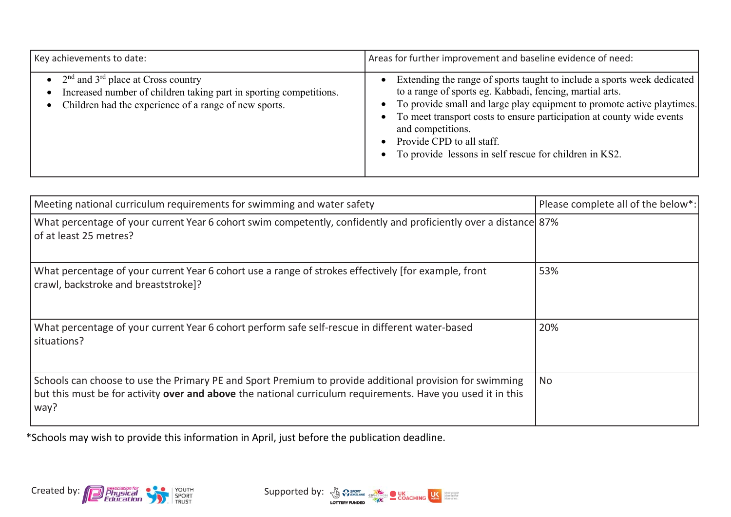| Key achievements to date: | Areas for further improvement and baseline evidence of need: |
| --- | --- |
| • 2nd and 3rd place at Cross country<br>• Increased number of children taking part in sporting competitions.<br>• Children had the experience of a range of new sports. | • Extending the range of sports taught to include a sports week dedicated to a range of sports eg. Kabbadi, fencing, martial arts.<br>• To provide small and large play equipment to promote active playtimes.<br>• To meet transport costs to ensure participation at county wide events and competitions.<br>• Provide CPD to all staff.<br>• To provide lessons in self rescue for children in KS2. |

| Meeting national curriculum requirements for swimming and water safety | Please complete all of the below*: |
| --- | --- |
| What percentage of your current Year 6 cohort swim competently, confidently and proficiently over a distance of at least 25 metres? | 87% |
| What percentage of your current Year 6 cohort use a range of strokes effectively [for example, front crawl, backstroke and breaststroke]? | 53% |
| What percentage of your current Year 6 cohort perform safe self-rescue in different water-based situations? | 20% |
| Schools can choose to use the Primary PE and Sport Premium to provide additional provision for swimming but this must be for activity **over and above** the national curriculum requirements. Have you used it in this way? | No |

*Schools may wish to provide this information in April, just before the publication deadline.

Created by: association for Physical Education, Youth Sport Trust

Supported by: Sport England, Lottery Funded, CSP Network, UK Coaching, UK Active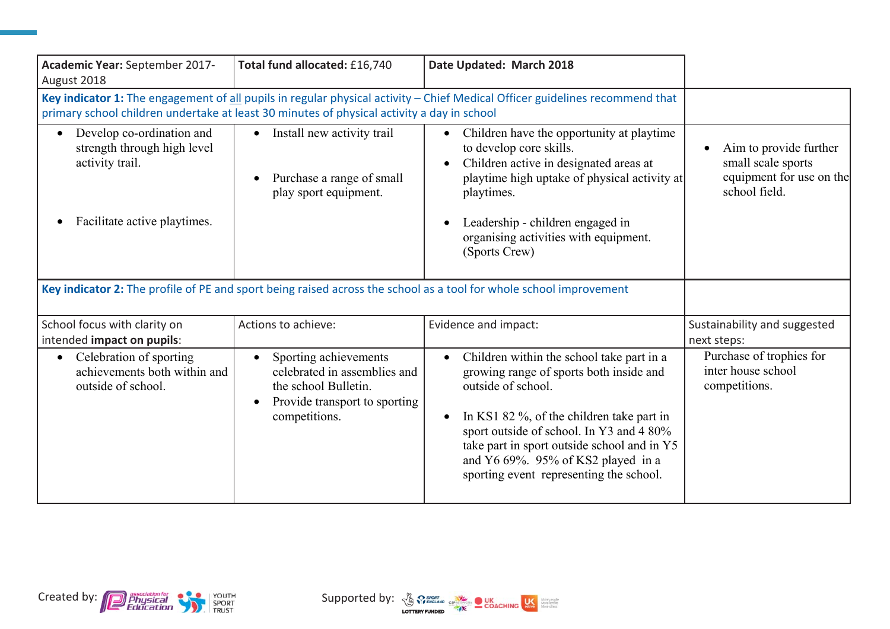| Academic Year: September 2017-August 2018 | Total fund allocated: £16,740 | Date Updated: March 2018 | |
|---|---|---|---|
| **Key indicator 1:** The engagement of all pupils in regular physical activity – Chief Medical Officer guidelines recommend that primary school children undertake at least 30 minutes of physical activity a day in school | | | |
| • Develop co-ordination and strength through high level activity trail.<br><br>• Facilitate active playtimes. | • Install new activity trail<br><br>• Purchase a range of small play sport equipment. | • Children have the opportunity at playtime to develop core skills.<br>• Children active in designated areas at playtime high uptake of physical activity at playtimes.<br><br>• Leadership - children engaged in organising activities with equipment. (Sports Crew) | • Aim to provide further small scale sports equipment for use on the school field. |
| **Key indicator 2:** The profile of PE and sport being raised across the school as a tool for whole school improvement | | | |
| School focus with clarity on intended **impact on pupils**: | Actions to achieve: | Evidence and impact: | Sustainability and suggested next steps: |
| • Celebration of sporting achievements both within and outside of school. | • Sporting achievements celebrated in assemblies and the school Bulletin.<br>• Provide transport to sporting competitions. | • Children within the school take part in a growing range of sports both inside and outside of school.<br><br>• In KS1 82 %, of the children take part in sport outside of school. In Y3 and 4 80% take part in sport outside school and in Y5 and Y6 69%. 95% of KS2 played in a sporting event representing the school. | Purchase of trophies for inter house school competitions. |

Created by: Association for Physical Education, Youth Sport Trust

Supported by: Sport England (Lottery Funded), CSPNetwork, UK Coaching, UK Active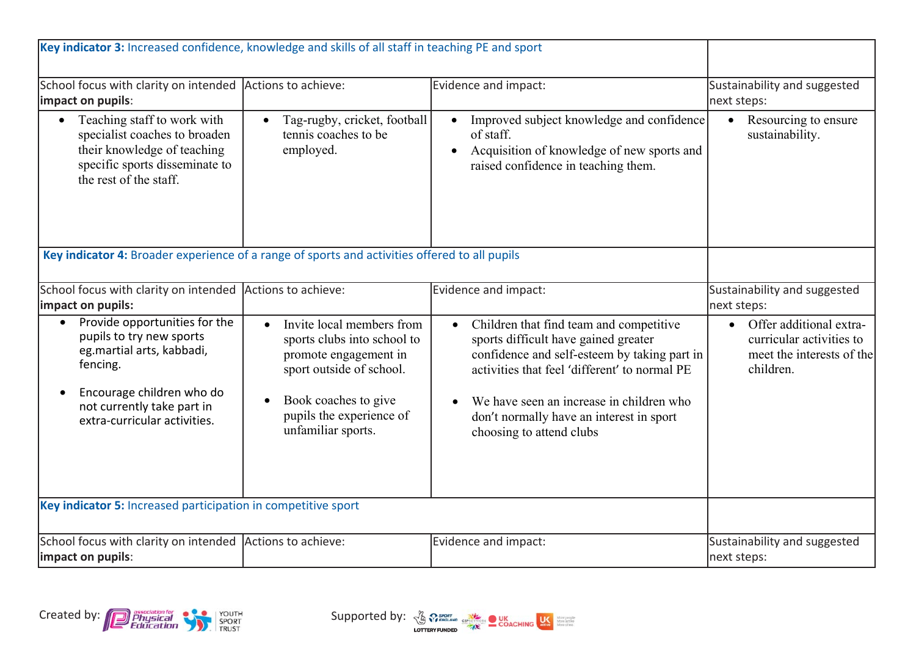| **Key indicator 3:** Increased confidence, knowledge and skills of all staff in teaching PE and sport | | | |
|---|---|---|---|
| School focus with clarity on intended **impact on pupils**: | Actions to achieve: | Evidence and impact: | Sustainability and suggested next steps: |
| • Teaching staff to work with specialist coaches to broaden their knowledge of teaching specific sports disseminate to the rest of the staff. | • Tag-rugby, cricket, football tennis coaches to be employed. | • Improved subject knowledge and confidence of staff.<br>• Acquisition of knowledge of new sports and raised confidence in teaching them. | • Resourcing to ensure sustainability. |

| **Key indicator 4:** Broader experience of a range of sports and activities offered to all pupils | | | |
|---|---|---|---|
| School focus with clarity on intended **impact on pupils:** | Actions to achieve: | Evidence and impact: | Sustainability and suggested next steps: |
| • Provide opportunities for the pupils to try new sports eg.martial arts, kabbadi, fencing.<br>• Encourage children who do not currently take part in extra-curricular activities. | • Invite local members from sports clubs into school to promote engagement in sport outside of school.<br>• Book coaches to give pupils the experience of unfamiliar sports. | • Children that find team and competitive sports difficult have gained greater confidence and self-esteem by taking part in activities that feel 'different' to normal PE<br>• We have seen an increase in children who don't normally have an interest in sport choosing to attend clubs | • Offer additional extra-curricular activities to meet the interests of the children. |

| **Key indicator 5:** Increased participation in competitive sport | | | |
|---|---|---|---|
| School focus with clarity on intended **impact on pupils**: | Actions to achieve: | Evidence and impact: | Sustainability and suggested next steps: |

Created by: Association for Physical Education, Youth Sport Trust

Supported by: Sport England (Lottery Funded), CSPNetwork, UK Coaching, UK Active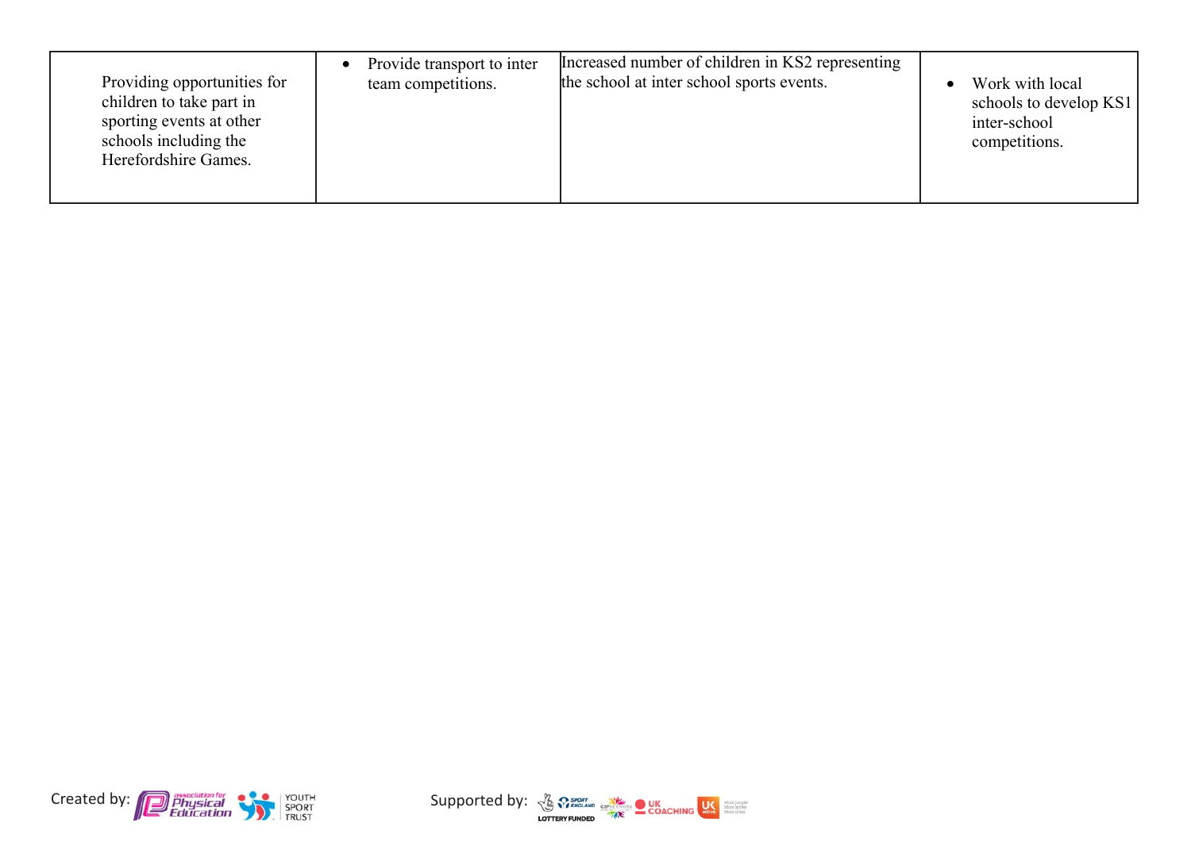| | | | |
|---|---|---|---|
| Providing opportunities for children to take part in sporting events at other schools including the Herefordshire Games. | • Provide transport to inter team competitions. | Increased number of children in KS2 representing the school at inter school sports events. | • Work with local schools to develop KS1 inter-school competitions. |